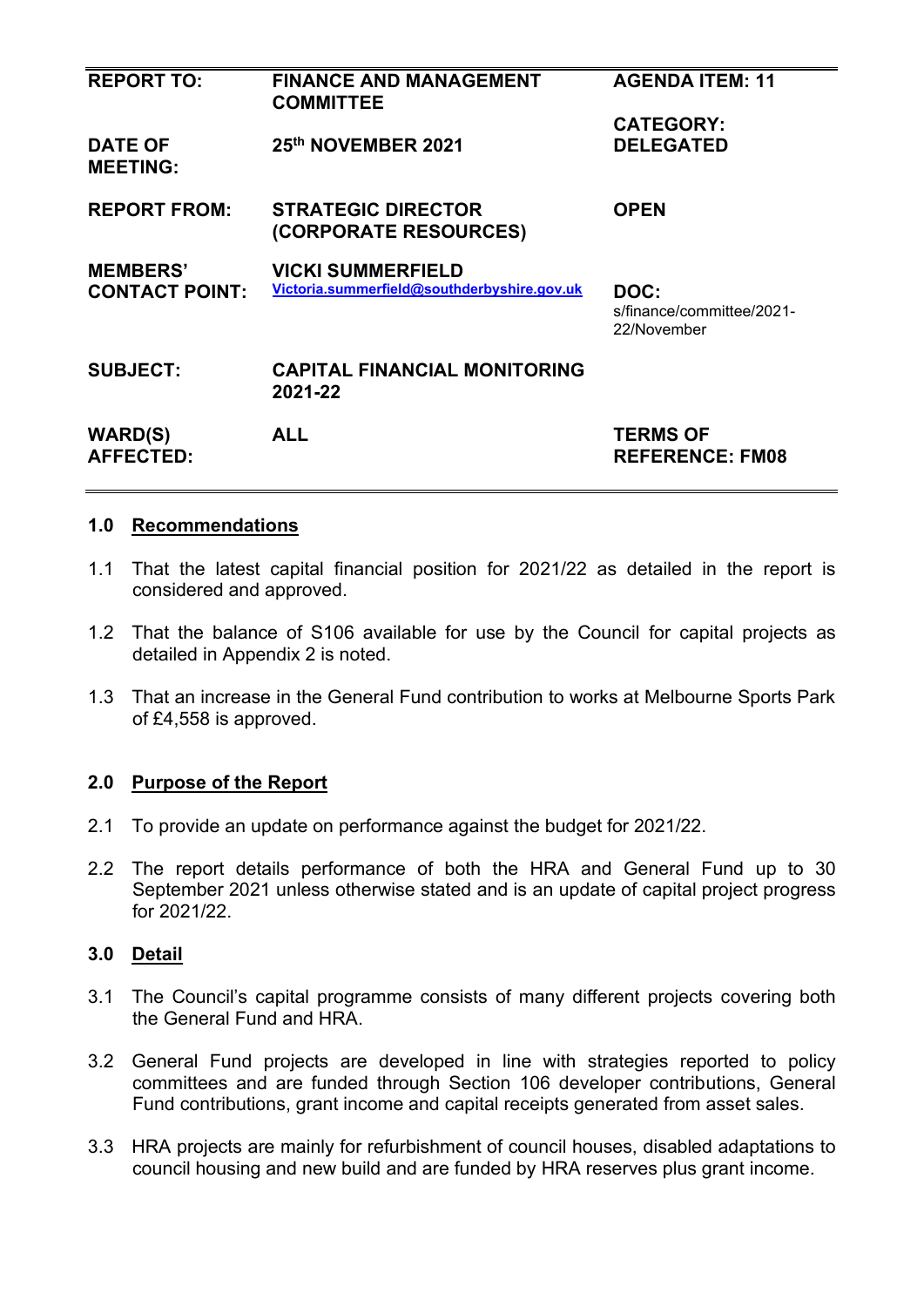| | | |
|---|---|---|
| **REPORT TO:** | **FINANCE AND MANAGEMENT COMMITTEE** | **AGENDA ITEM: 11** |
| **DATE OF MEETING:** | **25th NOVEMBER 2021** | **CATEGORY: DELEGATED** |
| **REPORT FROM:** | **STRATEGIC DIRECTOR (CORPORATE RESOURCES)** | **OPEN** |
| **MEMBERS' CONTACT POINT:** | **VICKI SUMMERFIELD** Victoria.summerfield@southderbyshire.gov.uk | **DOC:** s/finance/committee/2021-22/November |
| **SUBJECT:** | **CAPITAL FINANCIAL MONITORING 2021-22** | |
| **WARD(S) AFFECTED:** | **ALL** | **TERMS OF REFERENCE: FM08** |

## 1.0 Recommendations

1.1 That the latest capital financial position for 2021/22 as detailed in the report is considered and approved.

1.2 That the balance of S106 available for use by the Council for capital projects as detailed in Appendix 2 is noted.

1.3 That an increase in the General Fund contribution to works at Melbourne Sports Park of £4,558 is approved.

## 2.0 Purpose of the Report

2.1 To provide an update on performance against the budget for 2021/22.

2.2 The report details performance of both the HRA and General Fund up to 30 September 2021 unless otherwise stated and is an update of capital project progress for 2021/22.

## 3.0 Detail

3.1 The Council's capital programme consists of many different projects covering both the General Fund and HRA.

3.2 General Fund projects are developed in line with strategies reported to policy committees and are funded through Section 106 developer contributions, General Fund contributions, grant income and capital receipts generated from asset sales.

3.3 HRA projects are mainly for refurbishment of council houses, disabled adaptations to council housing and new build and are funded by HRA reserves plus grant income.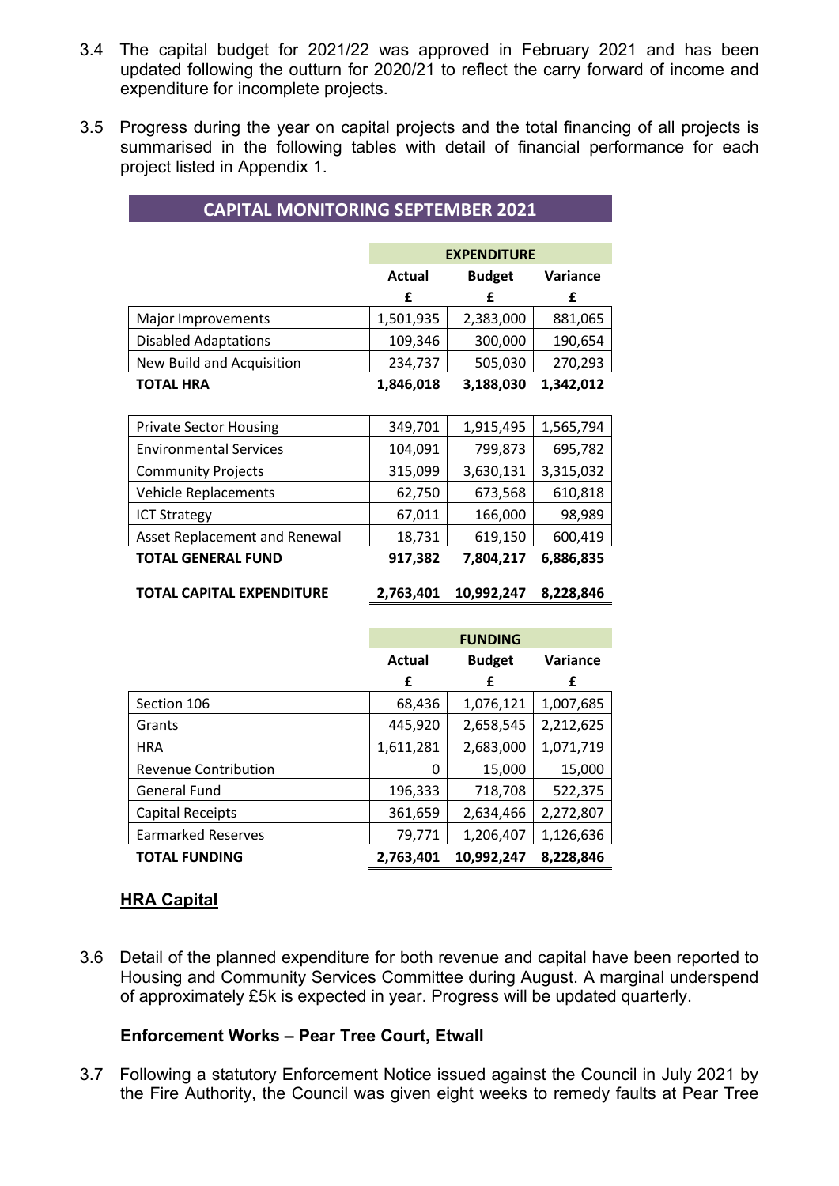3.4 The capital budget for 2021/22 was approved in February 2021 and has been updated following the outturn for 2020/21 to reflect the carry forward of income and expenditure for incomplete projects.

3.5 Progress during the year on capital projects and the total financing of all projects is summarised in the following tables with detail of financial performance for each project listed in Appendix 1.

**CAPITAL MONITORING SEPTEMBER 2021**

| | EXPENDITURE | | |
|---|---|---|---|
| | **Actual** | **Budget** | **Variance** |
| | **£** | **£** | **£** |
| Major Improvements | 1,501,935 | 2,383,000 | 881,065 |
| Disabled Adaptations | 109,346 | 300,000 | 190,654 |
| New Build and Acquisition | 234,737 | 505,030 | 270,293 |
| **TOTAL HRA** | **1,846,018** | **3,188,030** | **1,342,012** |
| | | | |
| Private Sector Housing | 349,701 | 1,915,495 | 1,565,794 |
| Environmental Services | 104,091 | 799,873 | 695,782 |
| Community Projects | 315,099 | 3,630,131 | 3,315,032 |
| Vehicle Replacements | 62,750 | 673,568 | 610,818 |
| ICT Strategy | 67,011 | 166,000 | 98,989 |
| Asset Replacement and Renewal | 18,731 | 619,150 | 600,419 |
| **TOTAL GENERAL FUND** | **917,382** | **7,804,217** | **6,886,835** |
| | | | |
| **TOTAL CAPITAL EXPENDITURE** | **2,763,401** | **10,992,247** | **8,228,846** |

| | FUNDING | | |
|---|---|---|---|
| | **Actual** | **Budget** | **Variance** |
| | **£** | **£** | **£** |
| Section 106 | 68,436 | 1,076,121 | 1,007,685 |
| Grants | 445,920 | 2,658,545 | 2,212,625 |
| HRA | 1,611,281 | 2,683,000 | 1,071,719 |
| Revenue Contribution | 0 | 15,000 | 15,000 |
| General Fund | 196,333 | 718,708 | 522,375 |
| Capital Receipts | 361,659 | 2,634,466 | 2,272,807 |
| Earmarked Reserves | 79,771 | 1,206,407 | 1,126,636 |
| **TOTAL FUNDING** | **2,763,401** | **10,992,247** | **8,228,846** |

**HRA Capital**

3.6 Detail of the planned expenditure for both revenue and capital have been reported to Housing and Community Services Committee during August. A marginal underspend of approximately £5k is expected in year. Progress will be updated quarterly.

**Enforcement Works – Pear Tree Court, Etwall**

3.7 Following a statutory Enforcement Notice issued against the Council in July 2021 by the Fire Authority, the Council was given eight weeks to remedy faults at Pear Tree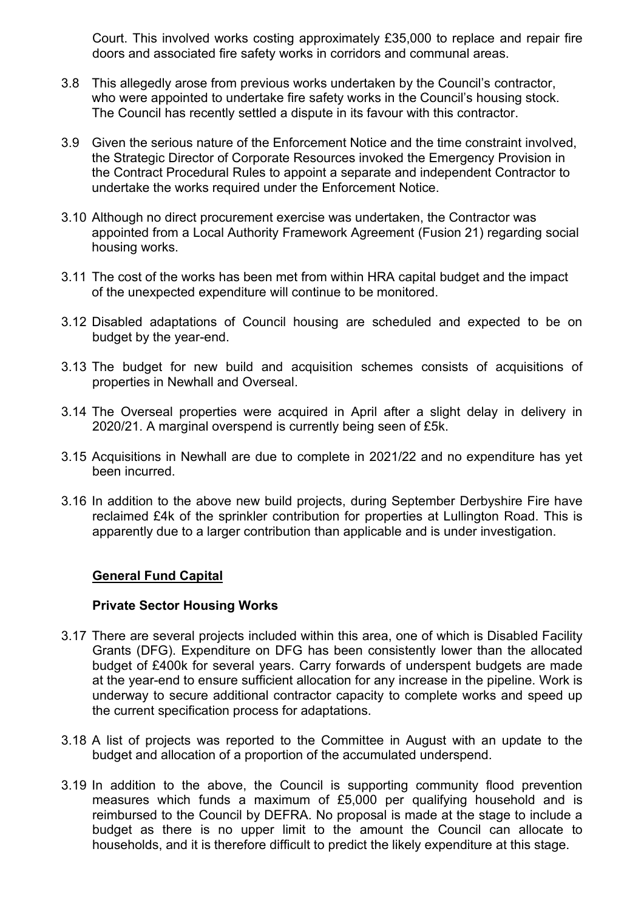Court. This involved works costing approximately £35,000 to replace and repair fire doors and associated fire safety works in corridors and communal areas.

3.8 This allegedly arose from previous works undertaken by the Council's contractor, who were appointed to undertake fire safety works in the Council's housing stock. The Council has recently settled a dispute in its favour with this contractor.

3.9 Given the serious nature of the Enforcement Notice and the time constraint involved, the Strategic Director of Corporate Resources invoked the Emergency Provision in the Contract Procedural Rules to appoint a separate and independent Contractor to undertake the works required under the Enforcement Notice.

3.10 Although no direct procurement exercise was undertaken, the Contractor was appointed from a Local Authority Framework Agreement (Fusion 21) regarding social housing works.

3.11 The cost of the works has been met from within HRA capital budget and the impact of the unexpected expenditure will continue to be monitored.

3.12 Disabled adaptations of Council housing are scheduled and expected to be on budget by the year-end.

3.13 The budget for new build and acquisition schemes consists of acquisitions of properties in Newhall and Overseal.

3.14 The Overseal properties were acquired in April after a slight delay in delivery in 2020/21. A marginal overspend is currently being seen of £5k.

3.15 Acquisitions in Newhall are due to complete in 2021/22 and no expenditure has yet been incurred.

3.16 In addition to the above new build projects, during September Derbyshire Fire have reclaimed £4k of the sprinkler contribution for properties at Lullington Road. This is apparently due to a larger contribution than applicable and is under investigation.

## General Fund Capital

### Private Sector Housing Works

3.17 There are several projects included within this area, one of which is Disabled Facility Grants (DFG). Expenditure on DFG has been consistently lower than the allocated budget of £400k for several years. Carry forwards of underspent budgets are made at the year-end to ensure sufficient allocation for any increase in the pipeline. Work is underway to secure additional contractor capacity to complete works and speed up the current specification process for adaptations.

3.18 A list of projects was reported to the Committee in August with an update to the budget and allocation of a proportion of the accumulated underspend.

3.19 In addition to the above, the Council is supporting community flood prevention measures which funds a maximum of £5,000 per qualifying household and is reimbursed to the Council by DEFRA. No proposal is made at the stage to include a budget as there is no upper limit to the amount the Council can allocate to households, and it is therefore difficult to predict the likely expenditure at this stage.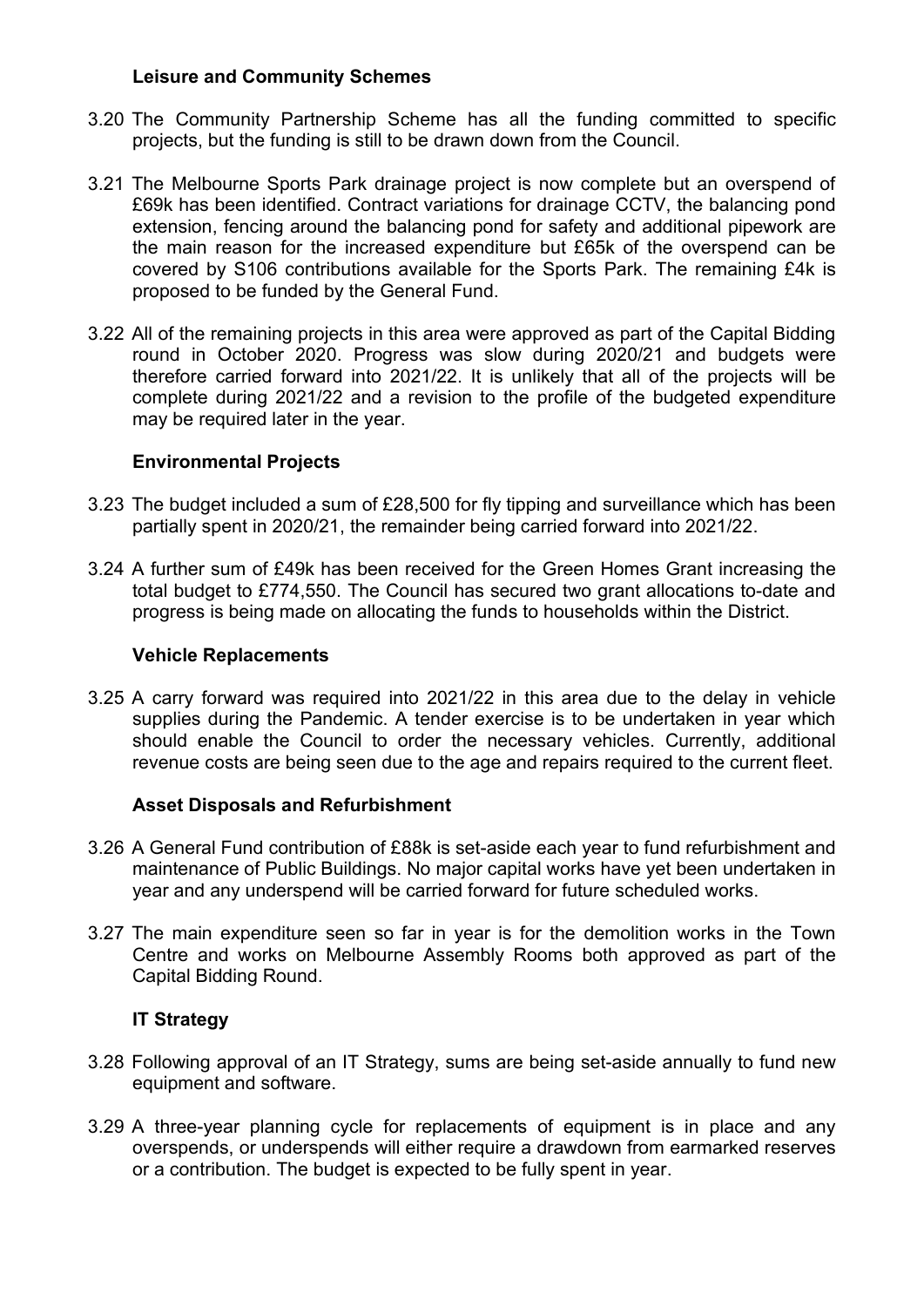### Leisure and Community Schemes

3.20 The Community Partnership Scheme has all the funding committed to specific projects, but the funding is still to be drawn down from the Council.

3.21 The Melbourne Sports Park drainage project is now complete but an overspend of £69k has been identified. Contract variations for drainage CCTV, the balancing pond extension, fencing around the balancing pond for safety and additional pipework are the main reason for the increased expenditure but £65k of the overspend can be covered by S106 contributions available for the Sports Park. The remaining £4k is proposed to be funded by the General Fund.

3.22 All of the remaining projects in this area were approved as part of the Capital Bidding round in October 2020. Progress was slow during 2020/21 and budgets were therefore carried forward into 2021/22. It is unlikely that all of the projects will be complete during 2021/22 and a revision to the profile of the budgeted expenditure may be required later in the year.

### Environmental Projects

3.23 The budget included a sum of £28,500 for fly tipping and surveillance which has been partially spent in 2020/21, the remainder being carried forward into 2021/22.

3.24 A further sum of £49k has been received for the Green Homes Grant increasing the total budget to £774,550. The Council has secured two grant allocations to-date and progress is being made on allocating the funds to households within the District.

### Vehicle Replacements

3.25 A carry forward was required into 2021/22 in this area due to the delay in vehicle supplies during the Pandemic. A tender exercise is to be undertaken in year which should enable the Council to order the necessary vehicles. Currently, additional revenue costs are being seen due to the age and repairs required to the current fleet.

### Asset Disposals and Refurbishment

3.26 A General Fund contribution of £88k is set-aside each year to fund refurbishment and maintenance of Public Buildings. No major capital works have yet been undertaken in year and any underspend will be carried forward for future scheduled works.

3.27 The main expenditure seen so far in year is for the demolition works in the Town Centre and works on Melbourne Assembly Rooms both approved as part of the Capital Bidding Round.

### IT Strategy

3.28 Following approval of an IT Strategy, sums are being set-aside annually to fund new equipment and software.

3.29 A three-year planning cycle for replacements of equipment is in place and any overspends, or underspends will either require a drawdown from earmarked reserves or a contribution. The budget is expected to be fully spent in year.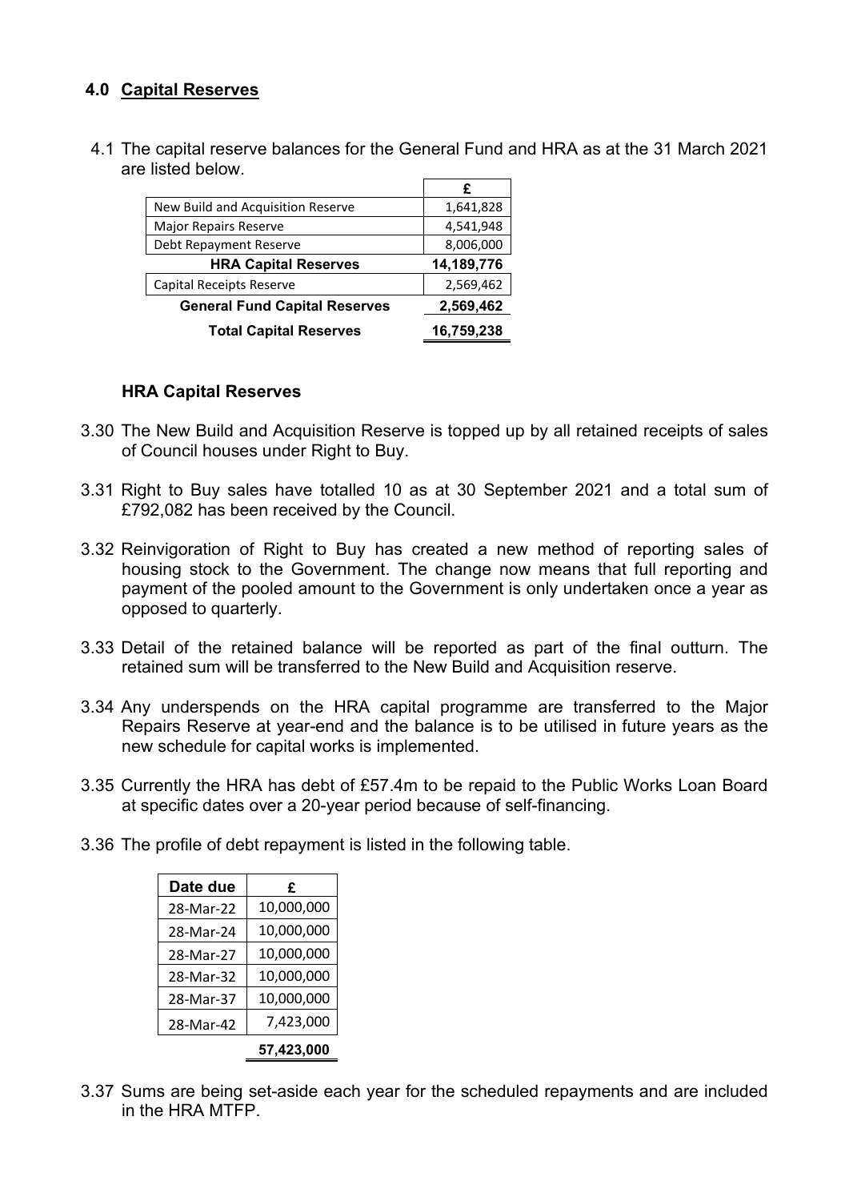## 4.0 Capital Reserves

4.1 The capital reserve balances for the General Fund and HRA as at the 31 March 2021 are listed below.

| | £ |
|---|---|
| New Build and Acquisition Reserve | 1,641,828 |
| Major Repairs Reserve | 4,541,948 |
| Debt Repayment Reserve | 8,006,000 |
| **HRA Capital Reserves** | **14,189,776** |
| Capital Receipts Reserve | 2,569,462 |
| **General Fund Capital Reserves** | **2,569,462** |
| **Total Capital Reserves** | **16,759,238** |

### HRA Capital Reserves

3.30 The New Build and Acquisition Reserve is topped up by all retained receipts of sales of Council houses under Right to Buy.

3.31 Right to Buy sales have totalled 10 as at 30 September 2021 and a total sum of £792,082 has been received by the Council.

3.32 Reinvigoration of Right to Buy has created a new method of reporting sales of housing stock to the Government. The change now means that full reporting and payment of the pooled amount to the Government is only undertaken once a year as opposed to quarterly.

3.33 Detail of the retained balance will be reported as part of the final outturn. The retained sum will be transferred to the New Build and Acquisition reserve.

3.34 Any underspends on the HRA capital programme are transferred to the Major Repairs Reserve at year-end and the balance is to be utilised in future years as the new schedule for capital works is implemented.

3.35 Currently the HRA has debt of £57.4m to be repaid to the Public Works Loan Board at specific dates over a 20-year period because of self-financing.

3.36 The profile of debt repayment is listed in the following table.

| Date due | £ |
|---|---|
| 28-Mar-22 | 10,000,000 |
| 28-Mar-24 | 10,000,000 |
| 28-Mar-27 | 10,000,000 |
| 28-Mar-32 | 10,000,000 |
| 28-Mar-37 | 10,000,000 |
| 28-Mar-42 | 7,423,000 |
| | **57,423,000** |

3.37 Sums are being set-aside each year for the scheduled repayments and are included in the HRA MTFP.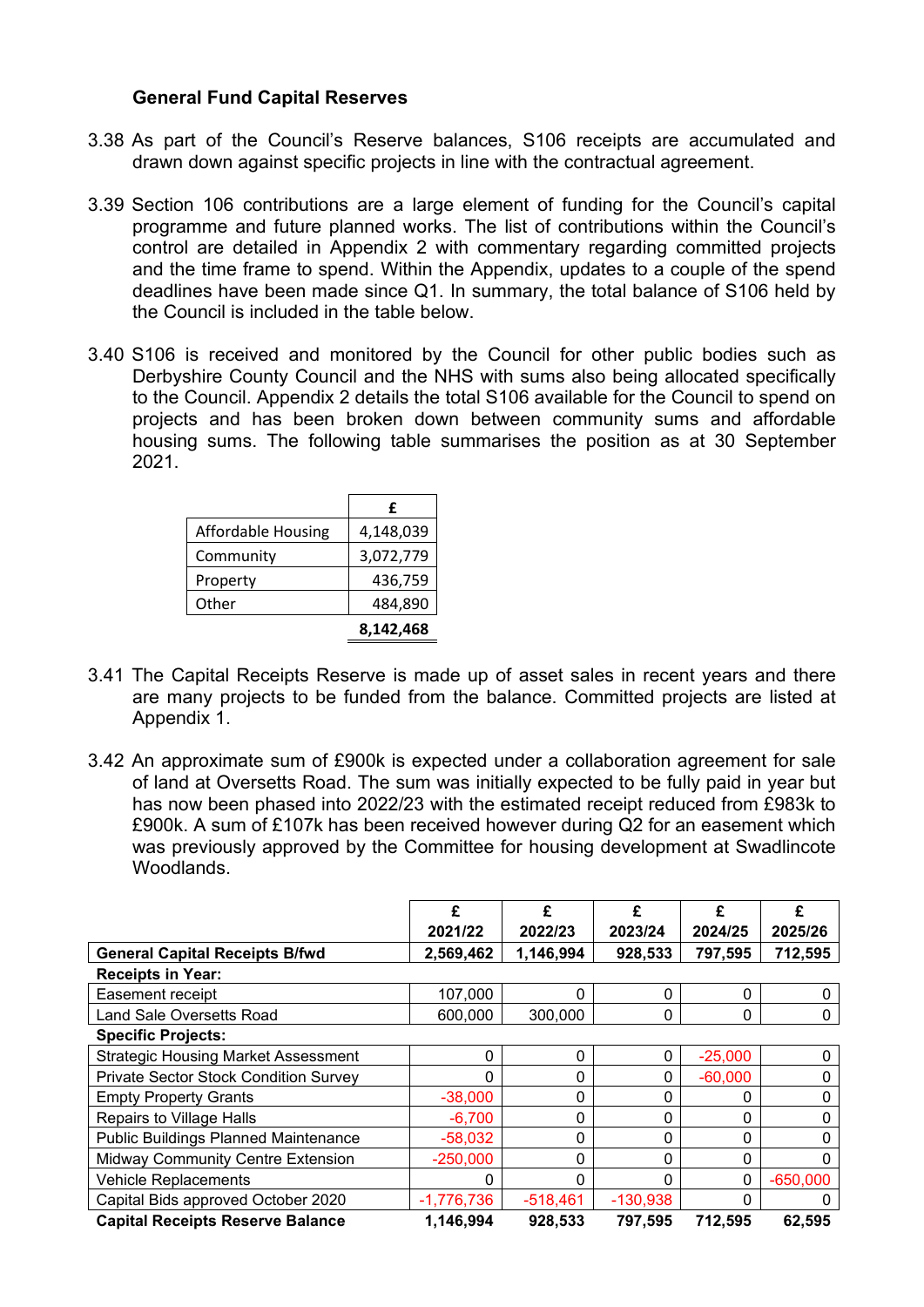### General Fund Capital Reserves

3.38 As part of the Council's Reserve balances, S106 receipts are accumulated and drawn down against specific projects in line with the contractual agreement.

3.39 Section 106 contributions are a large element of funding for the Council's capital programme and future planned works. The list of contributions within the Council's control are detailed in Appendix 2 with commentary regarding committed projects and the time frame to spend. Within the Appendix, updates to a couple of the spend deadlines have been made since Q1. In summary, the total balance of S106 held by the Council is included in the table below.

3.40 S106 is received and monitored by the Council for other public bodies such as Derbyshire County Council and the NHS with sums also being allocated specifically to the Council. Appendix 2 details the total S106 available for the Council to spend on projects and has been broken down between community sums and affordable housing sums. The following table summarises the position as at 30 September 2021.

| | £ |
|---|---|
| Affordable Housing | 4,148,039 |
| Community | 3,072,779 |
| Property | 436,759 |
| Other | 484,890 |
| | **8,142,468** |

3.41 The Capital Receipts Reserve is made up of asset sales in recent years and there are many projects to be funded from the balance. Committed projects are listed at Appendix 1.

3.42 An approximate sum of £900k is expected under a collaboration agreement for sale of land at Oversetts Road. The sum was initially expected to be fully paid in year but has now been phased into 2022/23 with the estimated receipt reduced from £983k to £900k. A sum of £107k has been received however during Q2 for an easement which was previously approved by the Committee for housing development at Swadlincote Woodlands.

| | £ 2021/22 | £ 2022/23 | £ 2023/24 | £ 2024/25 | £ 2025/26 |
|---|---|---|---|---|---|
| **General Capital Receipts B/fwd** | **2,569,462** | **1,146,994** | **928,533** | **797,595** | **712,595** |
| **Receipts in Year:** | | | | | |
| Easement receipt | 107,000 | 0 | 0 | 0 | 0 |
| Land Sale Oversetts Road | 600,000 | 300,000 | 0 | 0 | 0 |
| **Specific Projects:** | | | | | |
| Strategic Housing Market Assessment | 0 | 0 | 0 | -25,000 | 0 |
| Private Sector Stock Condition Survey | 0 | 0 | 0 | -60,000 | 0 |
| Empty Property Grants | -38,000 | 0 | 0 | 0 | 0 |
| Repairs to Village Halls | -6,700 | 0 | 0 | 0 | 0 |
| Public Buildings Planned Maintenance | -58,032 | 0 | 0 | 0 | 0 |
| Midway Community Centre Extension | -250,000 | 0 | 0 | 0 | 0 |
| Vehicle Replacements | 0 | 0 | 0 | 0 | -650,000 |
| Capital Bids approved October 2020 | -1,776,736 | -518,461 | -130,938 | 0 | 0 |
| **Capital Receipts Reserve Balance** | **1,146,994** | **928,533** | **797,595** | **712,595** | **62,595** |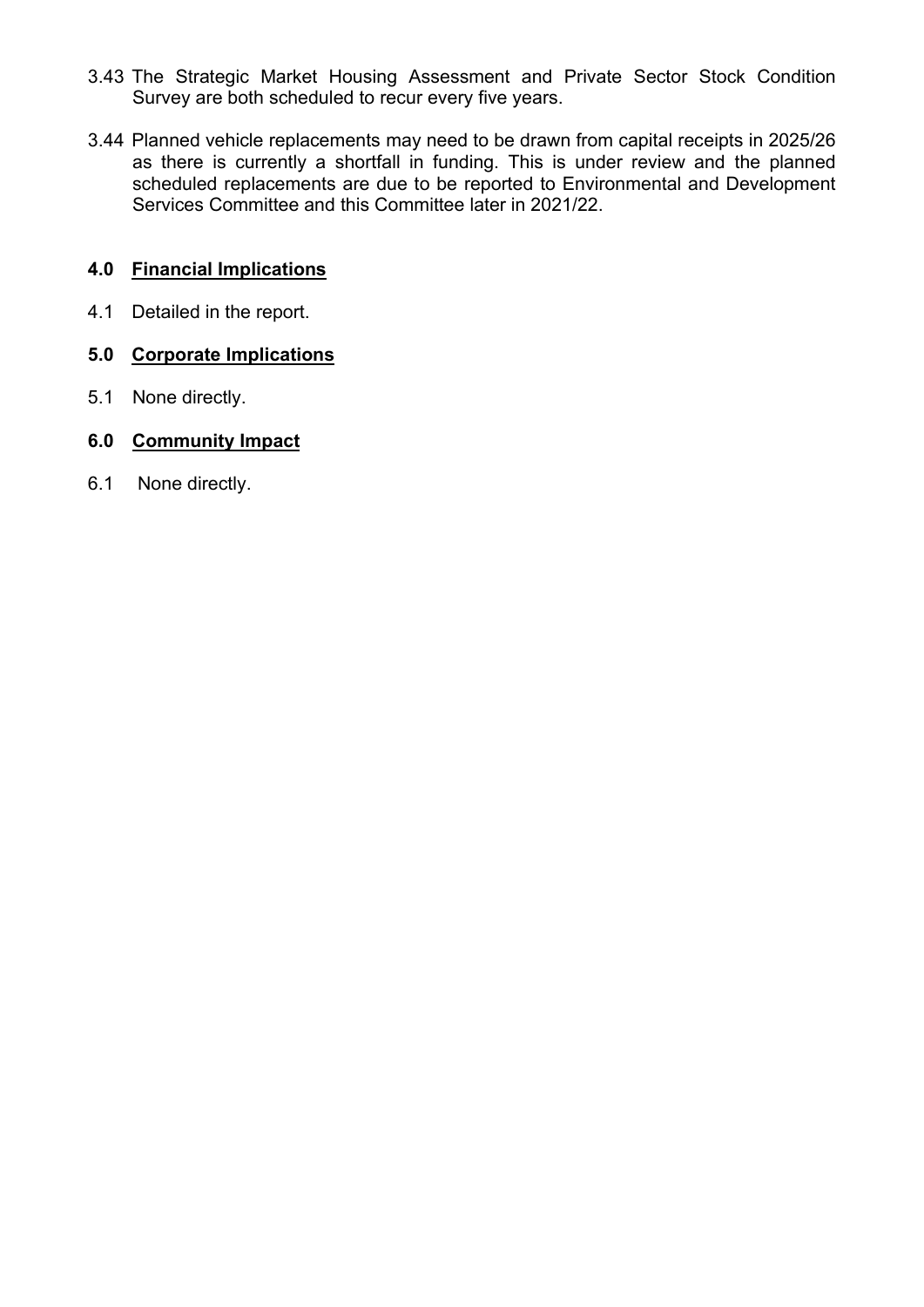3.43 The Strategic Market Housing Assessment and Private Sector Stock Condition Survey are both scheduled to recur every five years.

3.44 Planned vehicle replacements may need to be drawn from capital receipts in 2025/26 as there is currently a shortfall in funding. This is under review and the planned scheduled replacements are due to be reported to Environmental and Development Services Committee and this Committee later in 2021/22.

## 4.0 Financial Implications

4.1 Detailed in the report.

## 5.0 Corporate Implications

5.1 None directly.

## 6.0 Community Impact

6.1 None directly.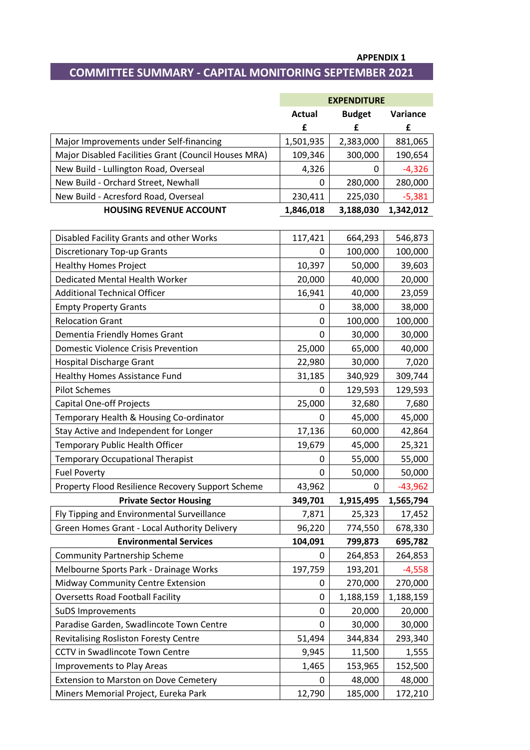APPENDIX 1

# COMMITTEE SUMMARY - CAPITAL MONITORING SEPTEMBER 2021

| | EXPENDITURE | | |
|---|---|---|---|
| | Actual | Budget | Variance |
| | £ | £ | £ |
| Major Improvements under Self-financing | 1,501,935 | 2,383,000 | 881,065 |
| Major Disabled Facilities Grant (Council Houses MRA) | 109,346 | 300,000 | 190,654 |
| New Build - Lullington Road, Overseal | 4,326 | 0 | -4,326 |
| New Build - Orchard Street, Newhall | 0 | 280,000 | 280,000 |
| New Build - Acresford Road, Overseal | 230,411 | 225,030 | -5,381 |
| **HOUSING REVENUE ACCOUNT** | **1,846,018** | **3,188,030** | **1,342,012** |
| | | | |
| Disabled Facility Grants and other Works | 117,421 | 664,293 | 546,873 |
| Discretionary Top-up Grants | 0 | 100,000 | 100,000 |
| Healthy Homes Project | 10,397 | 50,000 | 39,603 |
| Dedicated Mental Health Worker | 20,000 | 40,000 | 20,000 |
| Additional Technical Officer | 16,941 | 40,000 | 23,059 |
| Empty Property Grants | 0 | 38,000 | 38,000 |
| Relocation Grant | 0 | 100,000 | 100,000 |
| Dementia Friendly Homes Grant | 0 | 30,000 | 30,000 |
| Domestic Violence Crisis Prevention | 25,000 | 65,000 | 40,000 |
| Hospital Discharge Grant | 22,980 | 30,000 | 7,020 |
| Healthy Homes Assistance Fund | 31,185 | 340,929 | 309,744 |
| Pilot Schemes | 0 | 129,593 | 129,593 |
| Capital One-off Projects | 25,000 | 32,680 | 7,680 |
| Temporary Health & Housing Co-ordinator | 0 | 45,000 | 45,000 |
| Stay Active and Independent for Longer | 17,136 | 60,000 | 42,864 |
| Temporary Public Health Officer | 19,679 | 45,000 | 25,321 |
| Temporary Occupational Therapist | 0 | 55,000 | 55,000 |
| Fuel Poverty | 0 | 50,000 | 50,000 |
| Property Flood Resilience Recovery Support Scheme | 43,962 | 0 | -43,962 |
| **Private Sector Housing** | **349,701** | **1,915,495** | **1,565,794** |
| Fly Tipping and Environmental Surveillance | 7,871 | 25,323 | 17,452 |
| Green Homes Grant - Local Authority Delivery | 96,220 | 774,550 | 678,330 |
| **Environmental Services** | **104,091** | **799,873** | **695,782** |
| Community Partnership Scheme | 0 | 264,853 | 264,853 |
| Melbourne Sports Park - Drainage Works | 197,759 | 193,201 | -4,558 |
| Midway Community Centre Extension | 0 | 270,000 | 270,000 |
| Oversetts Road Football Facility | 0 | 1,188,159 | 1,188,159 |
| SuDS Improvements | 0 | 20,000 | 20,000 |
| Paradise Garden, Swadlincote Town Centre | 0 | 30,000 | 30,000 |
| Revitalising Rosliston Foresty Centre | 51,494 | 344,834 | 293,340 |
| CCTV in Swadlincote Town Centre | 9,945 | 11,500 | 1,555 |
| Improvements to Play Areas | 1,465 | 153,965 | 152,500 |
| Extension to Marston on Dove Cemetery | 0 | 48,000 | 48,000 |
| Miners Memorial Project, Eureka Park | 12,790 | 185,000 | 172,210 |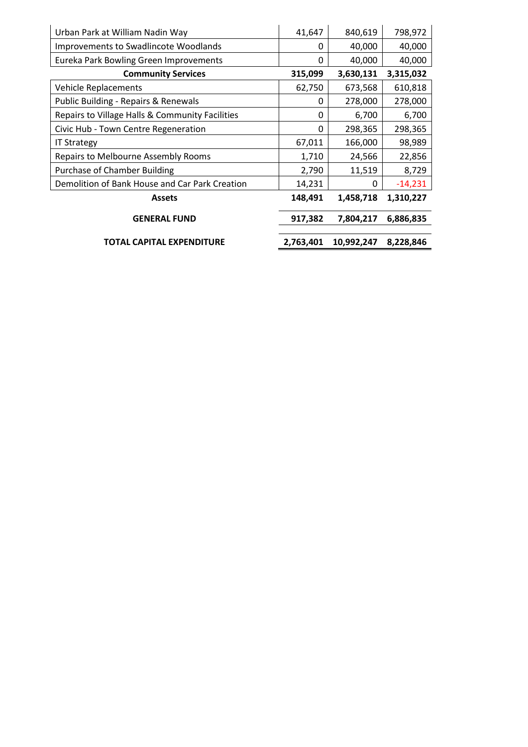| | | | |
|---|---|---|---|
| Urban Park at William Nadin Way | 41,647 | 840,619 | 798,972 |
| Improvements to Swadlincote Woodlands | 0 | 40,000 | 40,000 |
| Eureka Park Bowling Green Improvements | 0 | 40,000 | 40,000 |
| **Community Services** | **315,099** | **3,630,131** | **3,315,032** |
| Vehicle Replacements | 62,750 | 673,568 | 610,818 |
| Public Building - Repairs & Renewals | 0 | 278,000 | 278,000 |
| Repairs to Village Halls & Community Facilities | 0 | 6,700 | 6,700 |
| Civic Hub - Town Centre Regeneration | 0 | 298,365 | 298,365 |
| IT Strategy | 67,011 | 166,000 | 98,989 |
| Repairs to Melbourne Assembly Rooms | 1,710 | 24,566 | 22,856 |
| Purchase of Chamber Building | 2,790 | 11,519 | 8,729 |
| Demolition of Bank House and Car Park Creation | 14,231 | 0 | -14,231 |
| **Assets** | **148,491** | **1,458,718** | **1,310,227** |
| **GENERAL FUND** | **917,382** | **7,804,217** | **6,886,835** |
| **TOTAL CAPITAL EXPENDITURE** | **2,763,401** | **10,992,247** | **8,228,846** |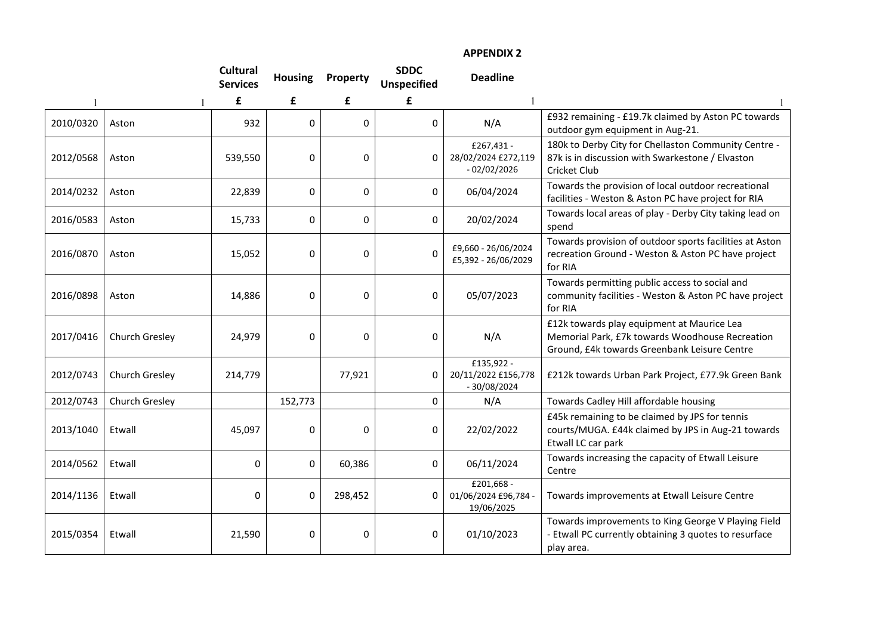**APPENDIX 2**

| | | Cultural Services | Housing | Property | SDDC Unspecified | Deadline | |
|---|---|---|---|---|---|---|---|
| | | £ | £ | £ | £ | | |
| 2010/0320 | Aston | 932 | 0 | 0 | 0 | N/A | £932 remaining - £19.7k claimed by Aston PC towards outdoor gym equipment in Aug-21. |
| 2012/0568 | Aston | 539,550 | 0 | 0 | 0 | £267,431 - 28/02/2024 £272,119 - 02/02/2026 | 180k to Derby City for Chellaston Community Centre - 87k is in discussion with Swarkestone / Elvaston Cricket Club |
| 2014/0232 | Aston | 22,839 | 0 | 0 | 0 | 06/04/2024 | Towards the provision of local outdoor recreational facilities - Weston & Aston PC have project for RIA |
| 2016/0583 | Aston | 15,733 | 0 | 0 | 0 | 20/02/2024 | Towards local areas of play - Derby City taking lead on spend |
| 2016/0870 | Aston | 15,052 | 0 | 0 | 0 | £9,660 - 26/06/2024 £5,392 - 26/06/2029 | Towards provision of outdoor sports facilities at Aston recreation Ground - Weston & Aston PC have project for RIA |
| 2016/0898 | Aston | 14,886 | 0 | 0 | 0 | 05/07/2023 | Towards permitting public access to social and community facilities - Weston & Aston PC have project for RIA |
| 2017/0416 | Church Gresley | 24,979 | 0 | 0 | 0 | N/A | £12k towards play equipment at Maurice Lea Memorial Park, £7k towards Woodhouse Recreation Ground, £4k towards Greenbank Leisure Centre |
| 2012/0743 | Church Gresley | 214,779 | | 77,921 | 0 | £135,922 - 20/11/2022 £156,778 - 30/08/2024 | £212k towards Urban Park Project, £77.9k Green Bank |
| 2012/0743 | Church Gresley | | 152,773 | | 0 | N/A | Towards Cadley Hill affordable housing |
| 2013/1040 | Etwall | 45,097 | 0 | 0 | 0 | 22/02/2022 | £45k remaining to be claimed by JPS for tennis courts/MUGA. £44k claimed by JPS in Aug-21 towards Etwall LC car park |
| 2014/0562 | Etwall | 0 | 0 | 60,386 | 0 | 06/11/2024 | Towards increasing the capacity of Etwall Leisure Centre |
| 2014/1136 | Etwall | 0 | 0 | 298,452 | 0 | £201,668 - 01/06/2024 £96,784 - 19/06/2025 | Towards improvements at Etwall Leisure Centre |
| 2015/0354 | Etwall | 21,590 | 0 | 0 | 0 | 01/10/2023 | Towards improvements to King George V Playing Field - Etwall PC currently obtaining 3 quotes to resurface play area. |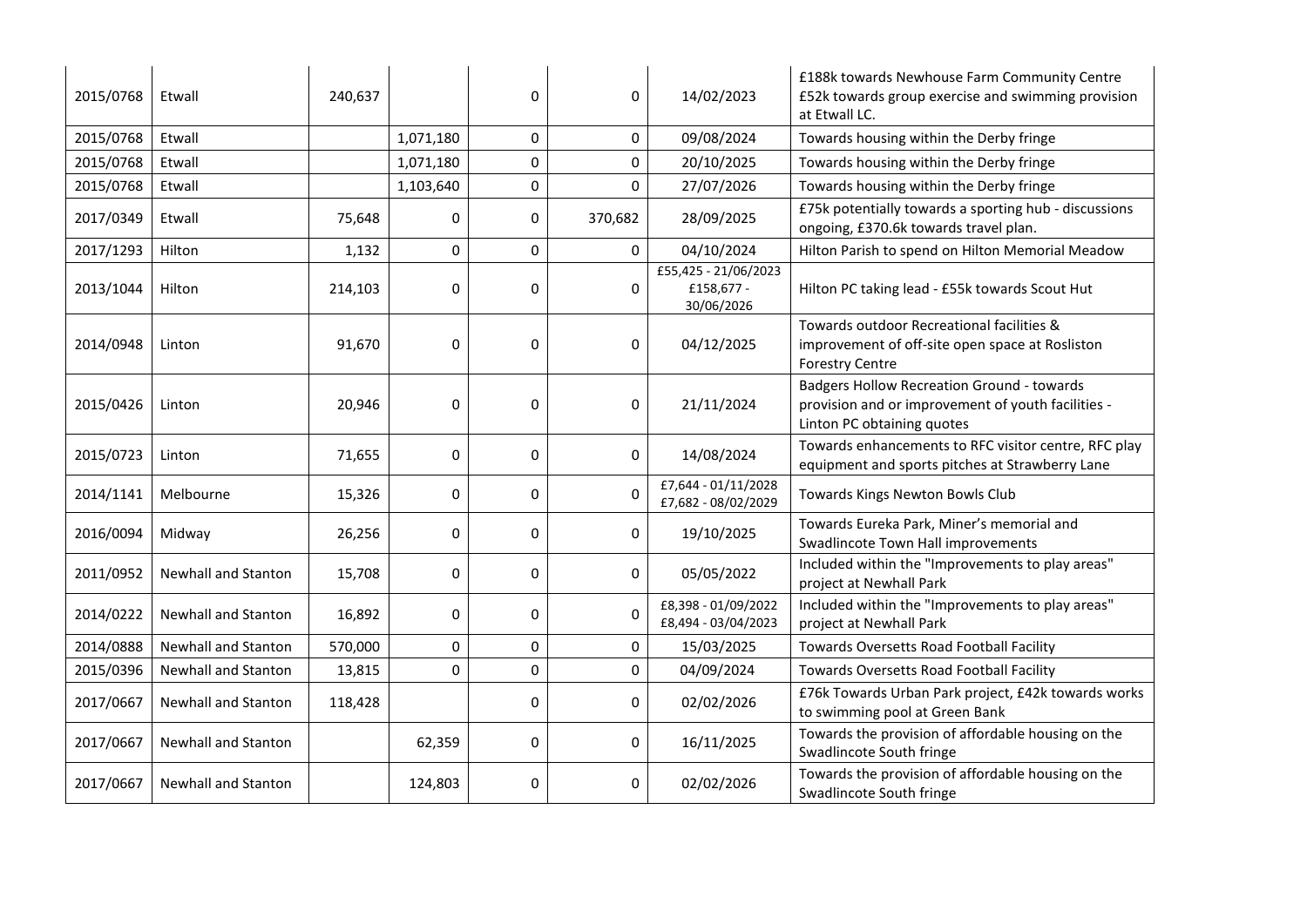| | | | | | | | |
|---|---|---|---|---|---|---|---|
| 2015/0768 | Etwall | 240,637 | | 0 | 0 | 14/02/2023 | £188k towards Newhouse Farm Community Centre £52k towards group exercise and swimming provision at Etwall LC. |
| 2015/0768 | Etwall | | 1,071,180 | 0 | 0 | 09/08/2024 | Towards housing within the Derby fringe |
| 2015/0768 | Etwall | | 1,071,180 | 0 | 0 | 20/10/2025 | Towards housing within the Derby fringe |
| 2015/0768 | Etwall | | 1,103,640 | 0 | 0 | 27/07/2026 | Towards housing within the Derby fringe |
| 2017/0349 | Etwall | 75,648 | 0 | 0 | 370,682 | 28/09/2025 | £75k potentially towards a sporting hub - discussions ongoing, £370.6k towards travel plan. |
| 2017/1293 | Hilton | 1,132 | 0 | 0 | 0 | 04/10/2024 | Hilton Parish to spend on Hilton Memorial Meadow |
| 2013/1044 | Hilton | 214,103 | 0 | 0 | 0 | £55,425 - 21/06/2023 £158,677 - 30/06/2026 | Hilton PC taking lead - £55k towards Scout Hut |
| 2014/0948 | Linton | 91,670 | 0 | 0 | 0 | 04/12/2025 | Towards outdoor Recreational facilities & improvement of off-site open space at Rosliston Forestry Centre |
| 2015/0426 | Linton | 20,946 | 0 | 0 | 0 | 21/11/2024 | Badgers Hollow Recreation Ground - towards provision and or improvement of youth facilities - Linton PC obtaining quotes |
| 2015/0723 | Linton | 71,655 | 0 | 0 | 0 | 14/08/2024 | Towards enhancements to RFC visitor centre, RFC play equipment and sports pitches at Strawberry Lane |
| 2014/1141 | Melbourne | 15,326 | 0 | 0 | 0 | £7,644 - 01/11/2028 £7,682 - 08/02/2029 | Towards Kings Newton Bowls Club |
| 2016/0094 | Midway | 26,256 | 0 | 0 | 0 | 19/10/2025 | Towards Eureka Park, Miner's memorial and Swadlincote Town Hall improvements |
| 2011/0952 | Newhall and Stanton | 15,708 | 0 | 0 | 0 | 05/05/2022 | Included within the "Improvements to play areas" project at Newhall Park |
| 2014/0222 | Newhall and Stanton | 16,892 | 0 | 0 | 0 | £8,398 - 01/09/2022 £8,494 - 03/04/2023 | Included within the "Improvements to play areas" project at Newhall Park |
| 2014/0888 | Newhall and Stanton | 570,000 | 0 | 0 | 0 | 15/03/2025 | Towards Oversetts Road Football Facility |
| 2015/0396 | Newhall and Stanton | 13,815 | 0 | 0 | 0 | 04/09/2024 | Towards Oversetts Road Football Facility |
| 2017/0667 | Newhall and Stanton | 118,428 | | 0 | 0 | 02/02/2026 | £76k Towards Urban Park project, £42k towards works to swimming pool at Green Bank |
| 2017/0667 | Newhall and Stanton | | 62,359 | 0 | 0 | 16/11/2025 | Towards the provision of affordable housing on the Swadlincote South fringe |
| 2017/0667 | Newhall and Stanton | | 124,803 | 0 | 0 | 02/02/2026 | Towards the provision of affordable housing on the Swadlincote South fringe |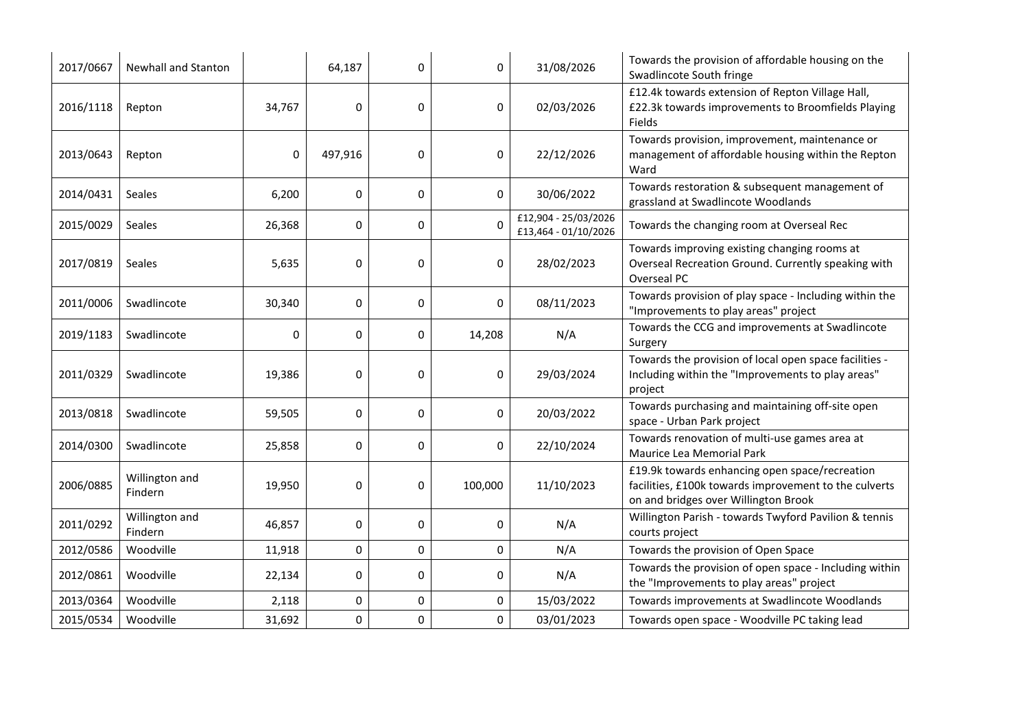| | | | | | | | |
|---|---|---|---|---|---|---|---|
| 2017/0667 | Newhall and Stanton | | 64,187 | 0 | 0 | 31/08/2026 | Towards the provision of affordable housing on the Swadlincote South fringe |
| 2016/1118 | Repton | 34,767 | 0 | 0 | 0 | 02/03/2026 | £12.4k towards extension of Repton Village Hall, £22.3k towards improvements to Broomfields Playing Fields |
| 2013/0643 | Repton | 0 | 497,916 | 0 | 0 | 22/12/2026 | Towards provision, improvement, maintenance or management of affordable housing within the Repton Ward |
| 2014/0431 | Seales | 6,200 | 0 | 0 | 0 | 30/06/2022 | Towards restoration & subsequent management of grassland at Swadlincote Woodlands |
| 2015/0029 | Seales | 26,368 | 0 | 0 | 0 | £12,904 - 25/03/2026 £13,464 - 01/10/2026 | Towards the changing room at Overseal Rec |
| 2017/0819 | Seales | 5,635 | 0 | 0 | 0 | 28/02/2023 | Towards improving existing changing rooms at Overseal Recreation Ground. Currently speaking with Overseal PC |
| 2011/0006 | Swadlincote | 30,340 | 0 | 0 | 0 | 08/11/2023 | Towards provision of play space - Including within the "Improvements to play areas" project |
| 2019/1183 | Swadlincote | 0 | 0 | 0 | 14,208 | N/A | Towards the CCG and improvements at Swadlincote Surgery |
| 2011/0329 | Swadlincote | 19,386 | 0 | 0 | 0 | 29/03/2024 | Towards the provision of local open space facilities - Including within the "Improvements to play areas" project |
| 2013/0818 | Swadlincote | 59,505 | 0 | 0 | 0 | 20/03/2022 | Towards purchasing and maintaining off-site open space - Urban Park project |
| 2014/0300 | Swadlincote | 25,858 | 0 | 0 | 0 | 22/10/2024 | Towards renovation of multi-use games area at Maurice Lea Memorial Park |
| 2006/0885 | Willington and Findern | 19,950 | 0 | 0 | 100,000 | 11/10/2023 | £19.9k towards enhancing open space/recreation facilities, £100k towards improvement to the culverts on and bridges over Willington Brook |
| 2011/0292 | Willington and Findern | 46,857 | 0 | 0 | 0 | N/A | Willington Parish - towards Twyford Pavilion & tennis courts project |
| 2012/0586 | Woodville | 11,918 | 0 | 0 | 0 | N/A | Towards the provision of Open Space |
| 2012/0861 | Woodville | 22,134 | 0 | 0 | 0 | N/A | Towards the provision of open space - Including within the "Improvements to play areas" project |
| 2013/0364 | Woodville | 2,118 | 0 | 0 | 0 | 15/03/2022 | Towards improvements at Swadlincote Woodlands |
| 2015/0534 | Woodville | 31,692 | 0 | 0 | 0 | 03/01/2023 | Towards open space - Woodville PC taking lead |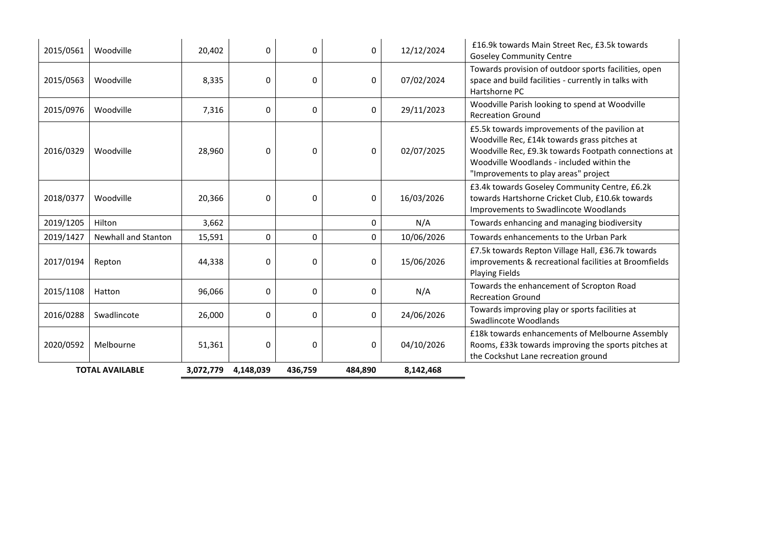| | | | | | | | |
|---|---|---|---|---|---|---|---|
| 2015/0561 | Woodville | 20,402 | 0 | 0 | 0 | 12/12/2024 | £16.9k towards Main Street Rec, £3.5k towards Goseley Community Centre |
| 2015/0563 | Woodville | 8,335 | 0 | 0 | 0 | 07/02/2024 | Towards provision of outdoor sports facilities, open space and build facilities - currently in talks with Hartshorne PC |
| 2015/0976 | Woodville | 7,316 | 0 | 0 | 0 | 29/11/2023 | Woodville Parish looking to spend at Woodville Recreation Ground |
| 2016/0329 | Woodville | 28,960 | 0 | 0 | 0 | 02/07/2025 | £5.5k towards improvements of the pavilion at Woodville Rec, £14k towards grass pitches at Woodville Rec, £9.3k towards Footpath connections at Woodville Woodlands - included within the "Improvements to play areas" project |
| 2018/0377 | Woodville | 20,366 | 0 | 0 | 0 | 16/03/2026 | £3.4k towards Goseley Community Centre, £6.2k towards Hartshorne Cricket Club, £10.6k towards Improvements to Swadlincote Woodlands |
| 2019/1205 | Hilton | 3,662 | | | 0 | N/A | Towards enhancing and managing biodiversity |
| 2019/1427 | Newhall and Stanton | 15,591 | 0 | 0 | 0 | 10/06/2026 | Towards enhancements to the Urban Park |
| 2017/0194 | Repton | 44,338 | 0 | 0 | 0 | 15/06/2026 | £7.5k towards Repton Village Hall, £36.7k towards improvements & recreational facilities at Broomfields Playing Fields |
| 2015/1108 | Hatton | 96,066 | 0 | 0 | 0 | N/A | Towards the enhancement of Scropton Road Recreation Ground |
| 2016/0288 | Swadlincote | 26,000 | 0 | 0 | 0 | 24/06/2026 | Towards improving play or sports facilities at Swadlincote Woodlands |
| 2020/0592 | Melbourne | 51,361 | 0 | 0 | 0 | 04/10/2026 | £18k towards enhancements of Melbourne Assembly Rooms, £33k towards improving the sports pitches at the Cockshut Lane recreation ground |
| **TOTAL AVAILABLE** | | **3,072,779** | **4,148,039** | **436,759** | **484,890** | **8,142,468** | |